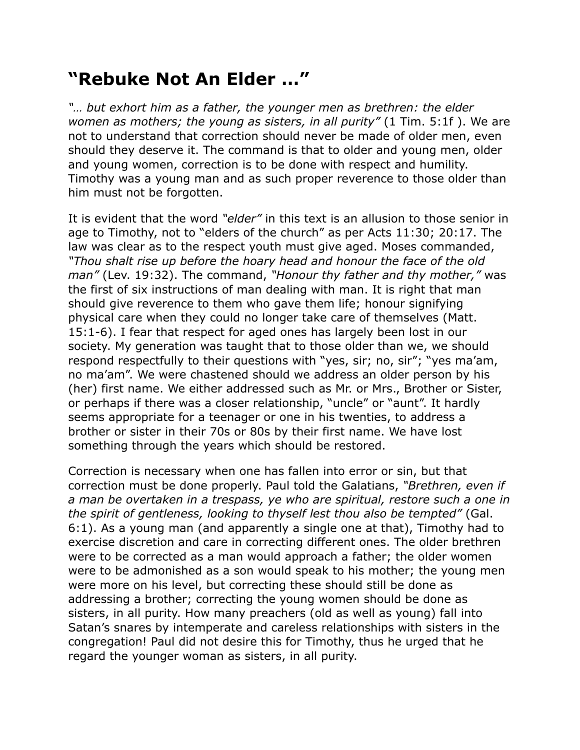# “Rebuke Not An Elder …”

*“… but exhort him as a father, the younger men as brethren: the elder women as mothers; the young as sisters, in all purity”* (1 Tim. 5:1f ). We are not to understand that correction should never be made of older men, even should they deserve it. The command is that to older and young men, older and young women, correction is to be done with respect and humility. Timothy was a young man and as such proper reverence to those older than him must not be forgotten.

It is evident that the word *“elder”* in this text is an allusion to those senior in age to Timothy, not to “elders of the church” as per Acts 11:30; 20:17. The law was clear as to the respect youth must give aged. Moses commanded, *“Thou shalt rise up before the hoary head and honour the face of the old man”* (Lev. 19:32). The command, *“Honour thy father and thy mother,”* was the first of six instructions of man dealing with man. It is right that man should give reverence to them who gave them life; honour signifying physical care when they could no longer take care of themselves (Matt. 15:1-6). I fear that respect for aged ones has largely been lost in our society. My generation was taught that to those older than we, we should respond respectfully to their questions with “yes, sir; no, sir”; “yes ma’am, no ma’am”. We were chastened should we address an older person by his (her) first name. We either addressed such as Mr. or Mrs., Brother or Sister, or perhaps if there was a closer relationship, “uncle” or “aunt”. It hardly seems appropriate for a teenager or one in his twenties, to address a brother or sister in their 70s or 80s by their first name. We have lost something through the years which should be restored.

Correction is necessary when one has fallen into error or sin, but that correction must be done properly. Paul told the Galatians, *“Brethren, even if a man be overtaken in a trespass, ye who are spiritual, restore such a one in the spirit of gentleness, looking to thyself lest thou also be tempted”* (Gal. 6:1). As a young man (and apparently a single one at that), Timothy had to exercise discretion and care in correcting different ones. The older brethren were to be corrected as a man would approach a father; the older women were to be admonished as a son would speak to his mother; the young men were more on his level, but correcting these should still be done as addressing a brother; correcting the young women should be done as sisters, in all purity. How many preachers (old as well as young) fall into Satan’s snares by intemperate and careless relationships with sisters in the congregation! Paul did not desire this for Timothy, thus he urged that he regard the younger woman as sisters, in all purity.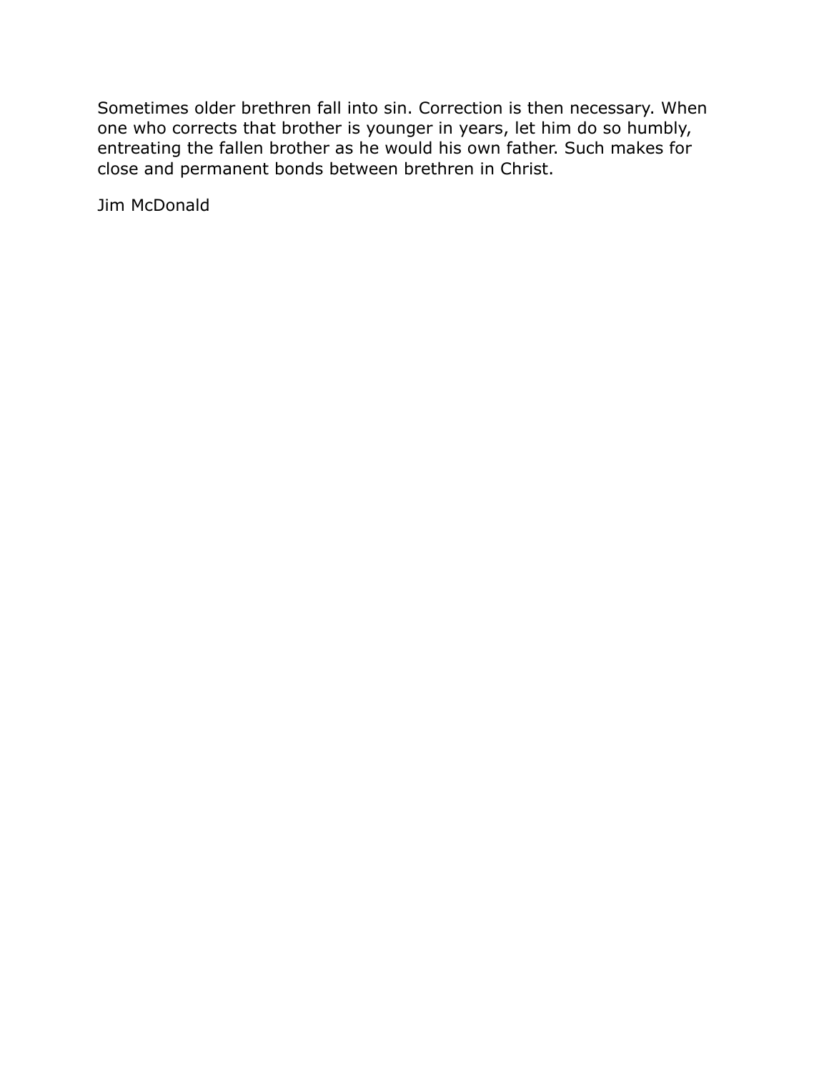Sometimes older brethren fall into sin. Correction is then necessary. When one who corrects that brother is younger in years, let him do so humbly, entreating the fallen brother as he would his own father. Such makes for close and permanent bonds between brethren in Christ.

Jim McDonald